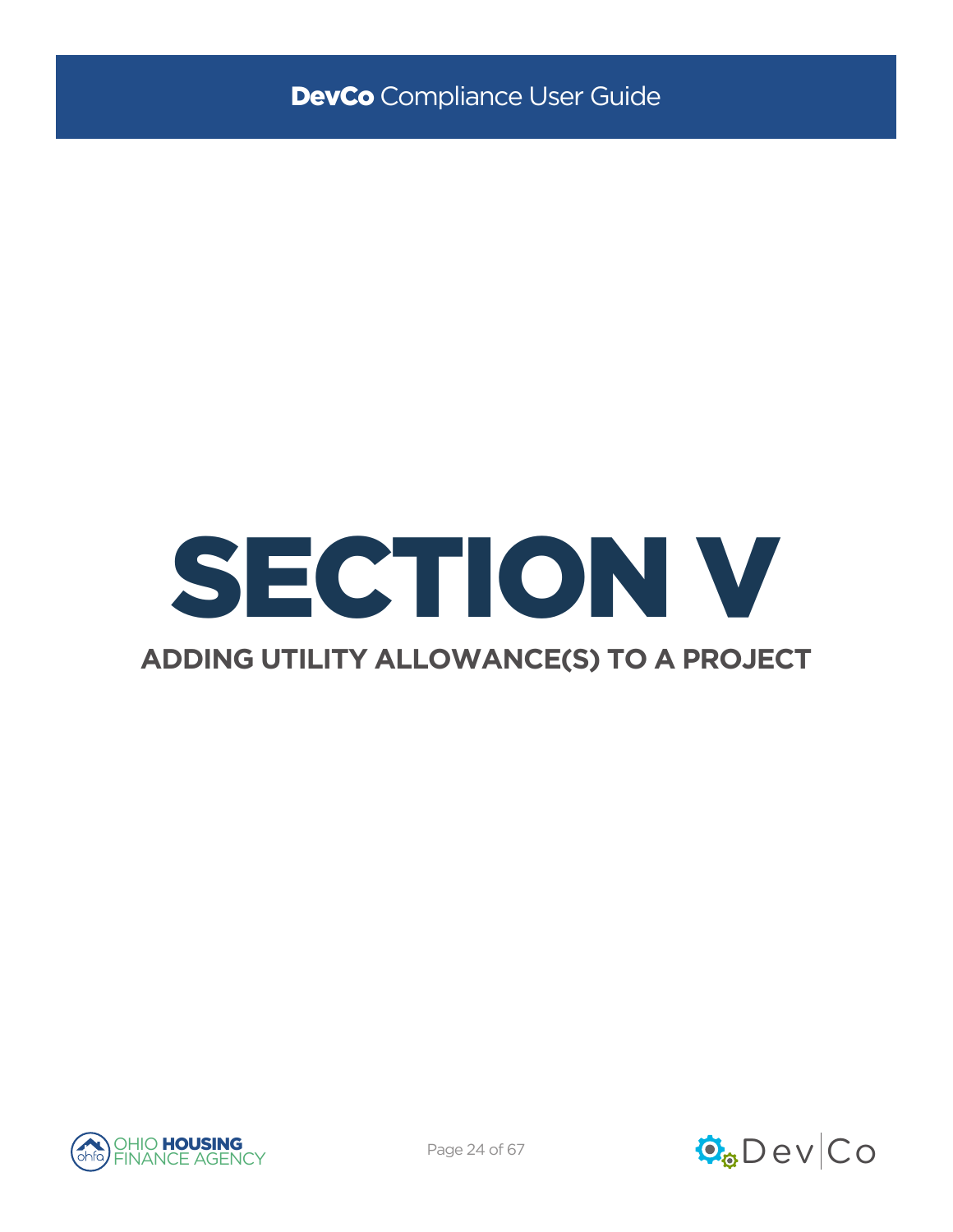# SECTION V

## ADDING UTILITY ALLOWANCE(S) TO A PROJECT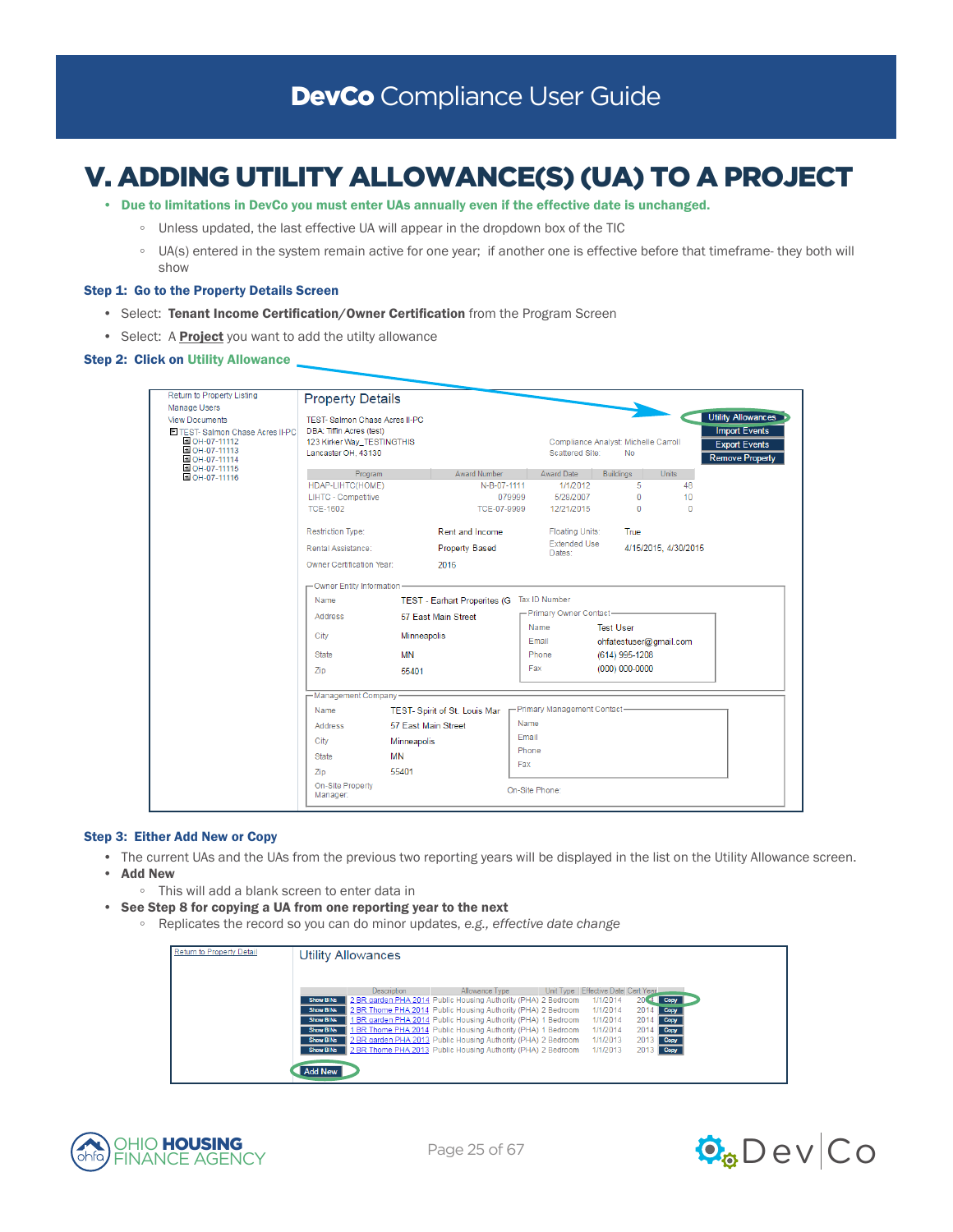# V. ADDING UTILITY ALLOWANCE(S) (UA) TO A PROJECT

- **Due to limitations in DevCo you must enter UAs annually even if the effective date is unchanged.**
  - Unless updated, the last effective UA will appear in the dropdown box of the TIC
  - UA(s) entered in the system remain active for one year; if another one is effective before that timeframe- they both will show

**Step 1: Go to the Property Details Screen**

- Select: **Tenant Income Certification/Owner Certification** from the Program Screen
- Select: A **Project** you want to add the utilty allowance

**Step 2: Click on Utility Allowance**

**Step 3: Either Add New or Copy**

- The current UAs and the UAs from the previous two reporting years will be displayed in the list on the Utility Allowance screen.
- **Add New**
  - This will add a blank screen to enter data in
- **See Step 8 for copying a UA from one reporting year to the next**
  - Replicates the record so you can do minor updates, *e.g., effective date change*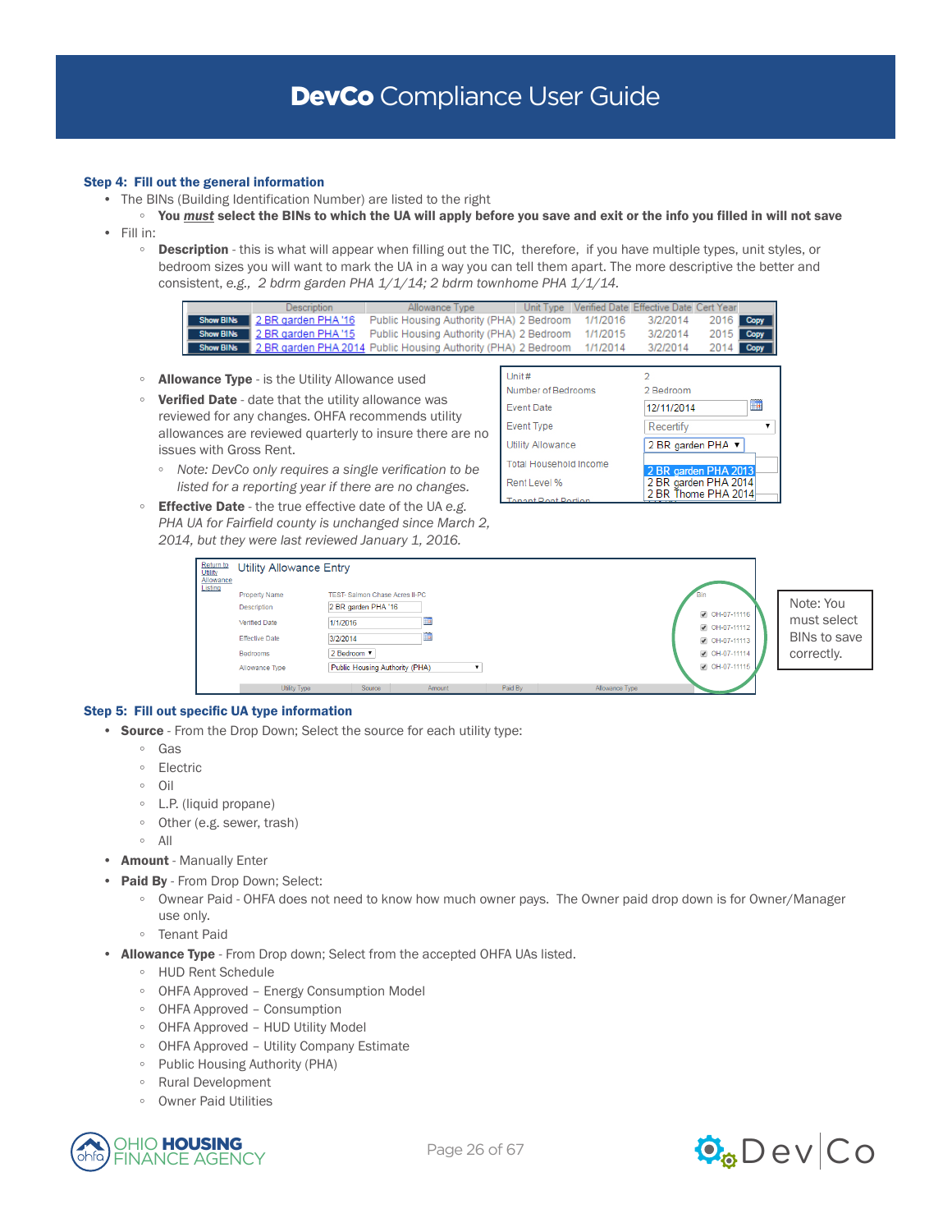### Step 4: Fill out the general information

- The BINs (Building Identification Number) are listed to the right
  - **You *must* select the BINs to which the UA will apply before you save and exit or the info you filled in will not save**
- Fill in:
  - **Description** - this is what will appear when filling out the TIC, therefore, if you have multiple types, unit styles, or bedroom sizes you will want to mark the UA in a way you can tell them apart. The more descriptive the better and consistent, *e.g., 2 bdrm garden PHA 1/1/14; 2 bdrm townhome PHA 1/1/14.*

| | Description | Allowance Type | Unit Type | Verified Date | Effective Date | Cert Year | |
|---|---|---|---|---|---|---|---|
| Show BINs | 2 BR garden PHA '16 | Public Housing Authority (PHA) | 2 Bedroom | 1/1/2016 | 3/2/2014 | 2016 | Copy |
| Show BINs | 2 BR garden PHA '15 | Public Housing Authority (PHA) | 2 Bedroom | 1/1/2015 | 3/2/2014 | 2015 | Copy |
| Show BINs | 2 BR garden PHA 2014 | Public Housing Authority (PHA) | 2 Bedroom | 1/1/2014 | 3/2/2014 | 2014 | Copy |

  - **Allowance Type** - is the Utility Allowance used
  - **Verified Date** - date that the utility allowance was reviewed for any changes. OHFA recommends utility allowances are reviewed quarterly to insure there are no issues with Gross Rent.
    - *Note: DevCo only requires a single verification to be listed for a reporting year if there are no changes.*
  - **Effective Date** - the true effective date of the UA *e.g. PHA UA for Fairfield county is unchanged since March 2, 2014, but they were last reviewed January 1, 2016.*

| | |
|---|---|
| Unit # | 2 |
| Number of Bedrooms | 2 Bedroom |
| Event Date | 12/11/2014 |
| Event Type | Recertify |
| Utility Allowance | 2 BR garden PHA (options: 2 BR garden PHA 2013; 2 BR garden PHA 2014; 2 BR Thome PHA 2014) |
| Total Household Income | |
| Rent Level % | |

Utility Allowance Entry

| | |
|---|---|
| Property Name | TEST- Salmon Chase Acres II-PC |
| Description | 2 BR garden PHA '16 |
| Verified Date | 1/1/2016 |
| Effective Date | 3/2/2014 |
| Bedrooms | 2 Bedroom |
| Allowance Type | Public Housing Authority (PHA) |

Bin: OH-07-11116, OH-07-11112, OH-07-11113, OH-07-11114, OH-07-11115

Note: You must select BINs to save correctly.

### Step 5: Fill out specific UA type information

- **Source** - From the Drop Down; Select the source for each utility type:
  - Gas
  - Electric
  - Oil
  - L.P. (liquid propane)
  - Other (e.g. sewer, trash)
  - All
- **Amount** - Manually Enter
- **Paid By** - From Drop Down; Select:
  - Ownear Paid - OHFA does not need to know how much owner pays. The Owner paid drop down is for Owner/Manager use only.
  - Tenant Paid
- **Allowance Type** - From Drop down; Select from the accepted OHFA UAs listed.
  - HUD Rent Schedule
  - OHFA Approved – Energy Consumption Model
  - OHFA Approved – Consumption
  - OHFA Approved – HUD Utility Model
  - OHFA Approved – Utility Company Estimate
  - Public Housing Authority (PHA)
  - Rural Development
  - Owner Paid Utilities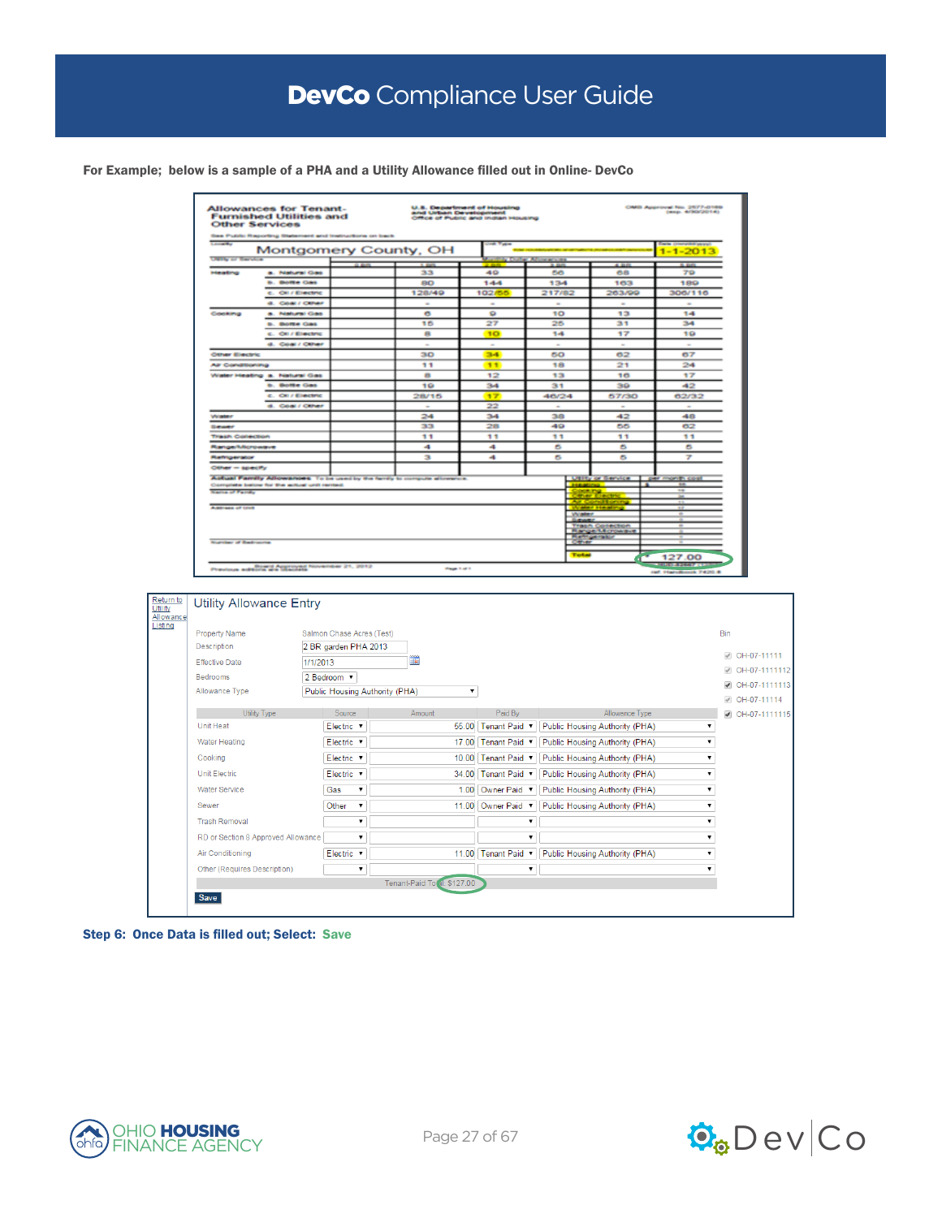For Example; below is a sample of a PHA and a Utility Allowance filled out in Online- DevCo

**Allowances for Tenant-Furnished Utilities and Other Services**

U.S. Department of Housing and Urban Development, Office of Public and Indian Housing

Locality: Montgomery County, OH

Date: 1-1-2013

| Utility or Service | | 0 BR | 1 BR | 2 BR | 3 BR | 4 BR | 5 BR |
|---|---|---|---|---|---|---|---|
| Heating | a. Natural Gas | | 33 | 49 | 56 | 68 | 79 |
| | b. Bottle Gas | | 80 | 144 | 134 | 163 | 189 |
| | c. Oil / Electric | | 128/49 | 102/55 | 217/82 | 263/99 | 306/116 |
| | d. Coal / Other | | - | - | - | - | - |
| Cooking | a. Natural Gas | | 6 | 9 | 10 | 13 | 14 |
| | b. Bottle Gas | | 15 | 27 | 25 | 31 | 34 |
| | c. Oil / Electric | | 8 | 10 | 14 | 17 | 19 |
| | d. Coal / Other | | - | - | - | - | - |
| Other Electric | | | 30 | 34 | 50 | 62 | 67 |
| Air Conditioning | | | 11 | 11 | 18 | 21 | 24 |
| Water Heating | a. Natural Gas | | 8 | 12 | 13 | 16 | 17 |
| | b. Bottle Gas | | 19 | 34 | 31 | 39 | 42 |
| | c. Oil / Electric | | 28/15 | 17 | 46/24 | 57/30 | 62/32 |
| | d. Coal / Other | | - | 22 | - | - | - |
| Water | | | 24 | 34 | 38 | 42 | 48 |
| Sewer | | | 33 | 28 | 49 | 55 | 62 |
| Trash Collection | | | 11 | 11 | 11 | 11 | 11 |
| Range/Microwave | | | 4 | 4 | 5 | 5 | 5 |
| Refrigerator | | | 3 | 4 | 5 | 5 | 7 |
| Other -- specify | | | | | | | |

Total: 127.00

**Utility Allowance Entry**

Return to Utility Allowance Listing

| | |
|---|---|
| Property Name | Salmon Chase Acres (Test) |
| Description | 2 BR garden PHA 2013 |
| Effective Date | 1/1/2013 |
| Bedrooms | 2 Bedroom |
| Allowance Type | Public Housing Authority (PHA) |

Bin
- OH-07-11111
- OH-07-1111112
- OH-07-1111113
- OH-07-11114
- OH-07-1111115

| Utility Type | Source | Amount | Paid By | Allowance Type |
|---|---|---|---|---|
| Unit Heat | Electric | 55.00 | Tenant Paid | Public Housing Authority (PHA) |
| Water Heating | Electric | 17.00 | Tenant Paid | Public Housing Authority (PHA) |
| Cooking | Electric | 10.00 | Tenant Paid | Public Housing Authority (PHA) |
| Unit Electric | Electric | 34.00 | Tenant Paid | Public Housing Authority (PHA) |
| Water Service | Gas | 1.00 | Owner Paid | Public Housing Authority (PHA) |
| Sewer | Other | 11.00 | Owner Paid | Public Housing Authority (PHA) |
| Trash Removal | | | | |
| RD or Section 8 Approved Allowance | | | | |
| Air Conditioning | Electric | 11.00 | Tenant Paid | Public Housing Authority (PHA) |
| Other (Requires Description) | | | | |

Tenant-Paid Total: $127.00

Save

**Step 6: Once Data is filled out; Select: Save**